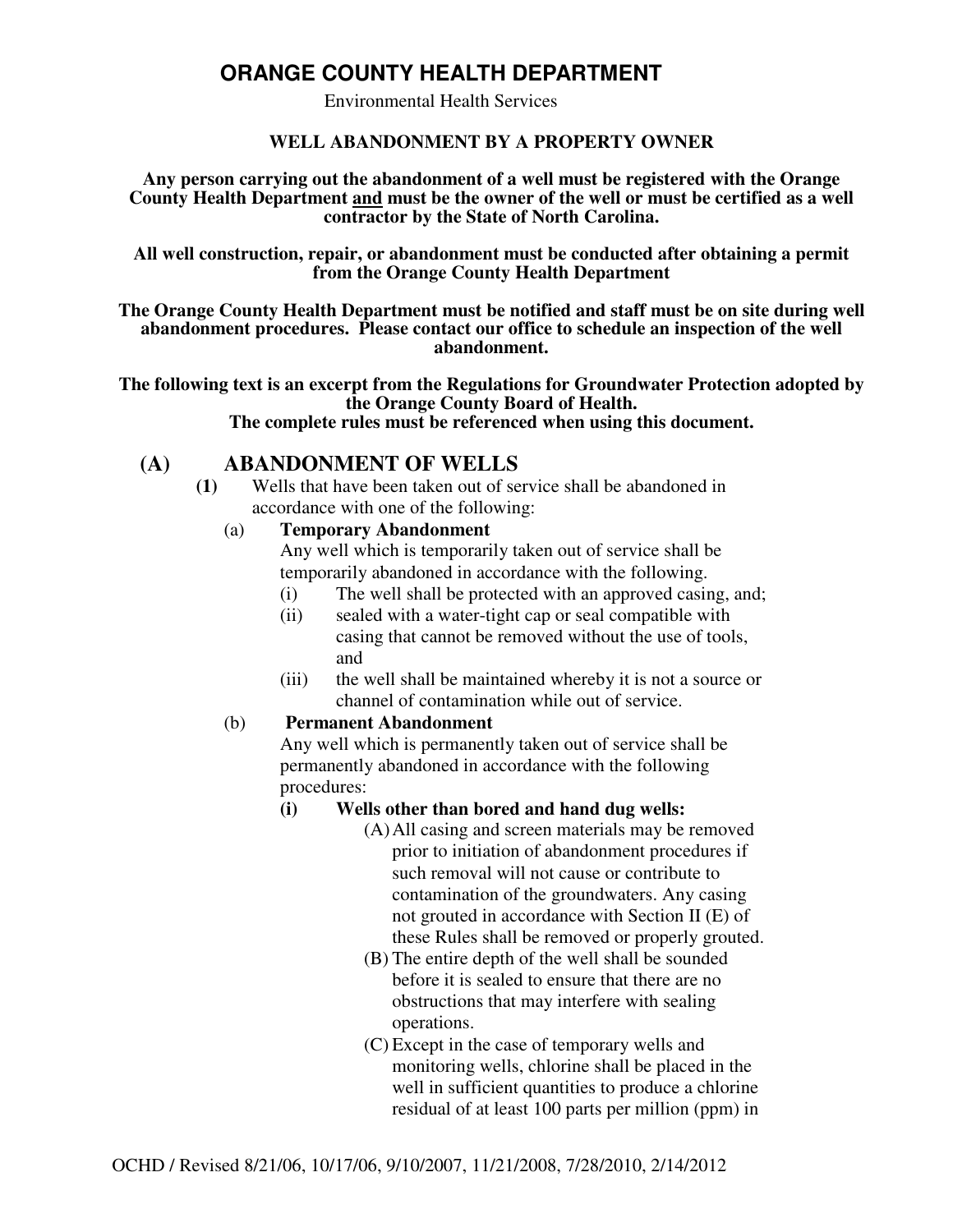# ORANGE COUNTY HEALTH DEPARTMENT

Environmental Health Services

## WELL ABANDONMENT BY A PROPERTY OWNER

**Any person carrying out the abandonment of a well must be registered with the Orange County Health Department and must be the owner of the well or must be certified as a well contractor by the State of North Carolina.**

**All well construction, repair, or abandonment must be conducted after obtaining a permit from the Orange County Health Department**

**The Orange County Health Department must be notified and staff must be on site during well abandonment procedures. Please contact our office to schedule an inspection of the well abandonment.**

**The following text is an excerpt from the Regulations for Groundwater Protection adopted by the Orange County Board of Health.**
**The complete rules must be referenced when using this document.**

## (A) ABANDONMENT OF WELLS

**(1)** Wells that have been taken out of service shall be abandoned in accordance with one of the following:

(a) **Temporary Abandonment**
Any well which is temporarily taken out of service shall be temporarily abandoned in accordance with the following.

(i) The well shall be protected with an approved casing, and;

(ii) sealed with a water-tight cap or seal compatible with casing that cannot be removed without the use of tools, and

(iii) the well shall be maintained whereby it is not a source or channel of contamination while out of service.

(b) **Permanent Abandonment**
Any well which is permanently taken out of service shall be permanently abandoned in accordance with the following procedures:

**(i) Wells other than bored and hand dug wells:**

(A) All casing and screen materials may be removed prior to initiation of abandonment procedures if such removal will not cause or contribute to contamination of the groundwaters. Any casing not grouted in accordance with Section II (E) of these Rules shall be removed or properly grouted.

(B) The entire depth of the well shall be sounded before it is sealed to ensure that there are no obstructions that may interfere with sealing operations.

(C) Except in the case of temporary wells and monitoring wells, chlorine shall be placed in the well in sufficient quantities to produce a chlorine residual of at least 100 parts per million (ppm) in

OCHD / Revised 8/21/06, 10/17/06, 9/10/2007, 11/21/2008, 7/28/2010, 2/14/2012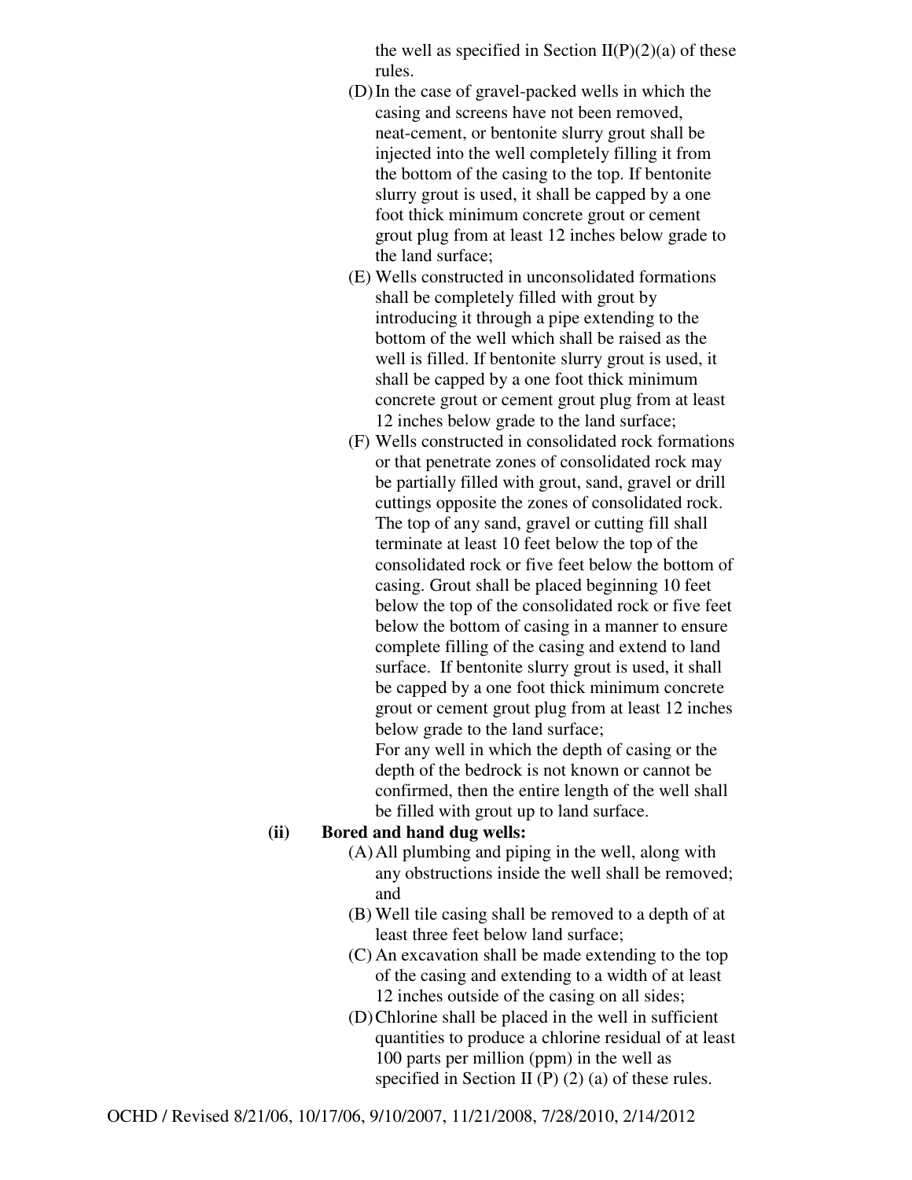the well as specified in Section II(P)(2)(a) of these rules.

(D) In the case of gravel-packed wells in which the casing and screens have not been removed, neat-cement, or bentonite slurry grout shall be injected into the well completely filling it from the bottom of the casing to the top. If bentonite slurry grout is used, it shall be capped by a one foot thick minimum concrete grout or cement grout plug from at least 12 inches below grade to the land surface;

(E) Wells constructed in unconsolidated formations shall be completely filled with grout by introducing it through a pipe extending to the bottom of the well which shall be raised as the well is filled. If bentonite slurry grout is used, it shall be capped by a one foot thick minimum concrete grout or cement grout plug from at least 12 inches below grade to the land surface;

(F) Wells constructed in consolidated rock formations or that penetrate zones of consolidated rock may be partially filled with grout, sand, gravel or drill cuttings opposite the zones of consolidated rock. The top of any sand, gravel or cutting fill shall terminate at least 10 feet below the top of the consolidated rock or five feet below the bottom of casing. Grout shall be placed beginning 10 feet below the top of the consolidated rock or five feet below the bottom of casing in a manner to ensure complete filling of the casing and extend to land surface. If bentonite slurry grout is used, it shall be capped by a one foot thick minimum concrete grout or cement grout plug from at least 12 inches below grade to the land surface;

For any well in which the depth of casing or the depth of the bedrock is not known or cannot be confirmed, then the entire length of the well shall be filled with grout up to land surface.

**(ii) Bored and hand dug wells:**

(A) All plumbing and piping in the well, along with any obstructions inside the well shall be removed; and

(B) Well tile casing shall be removed to a depth of at least three feet below land surface;

(C) An excavation shall be made extending to the top of the casing and extending to a width of at least 12 inches outside of the casing on all sides;

(D) Chlorine shall be placed in the well in sufficient quantities to produce a chlorine residual of at least 100 parts per million (ppm) in the well as specified in Section II (P) (2) (a) of these rules.

OCHD / Revised 8/21/06, 10/17/06, 9/10/2007, 11/21/2008, 7/28/2010, 2/14/2012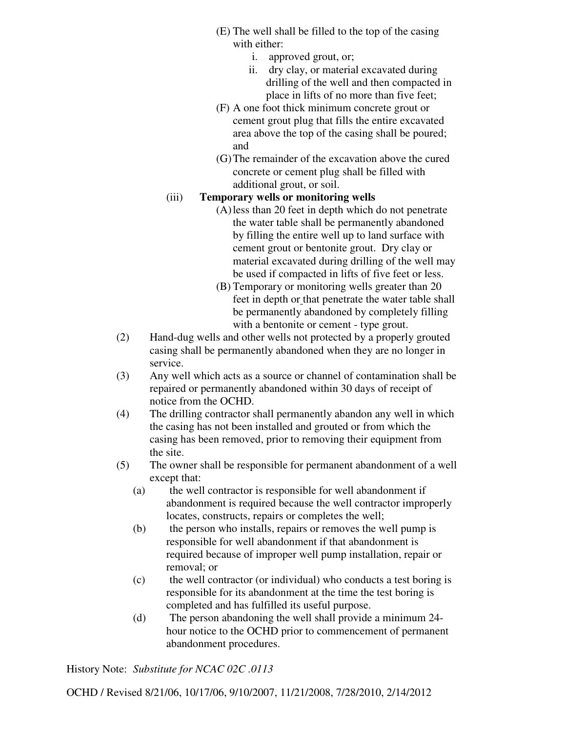(E) The well shall be filled to the top of the casing with either:

  i. approved grout, or;

  ii. dry clay, or material excavated during drilling of the well and then compacted in place in lifts of no more than five feet;

(F) A one foot thick minimum concrete grout or cement grout plug that fills the entire excavated area above the top of the casing shall be poured; and

(G) The remainder of the excavation above the cured concrete or cement plug shall be filled with additional grout, or soil.

(iii) **Temporary wells or monitoring wells**

(A) less than 20 feet in depth which do not penetrate the water table shall be permanently abandoned by filling the entire well up to land surface with cement grout or bentonite grout. Dry clay or material excavated during drilling of the well may be used if compacted in lifts of five feet or less.

(B) Temporary or monitoring wells greater than 20 feet in depth or that penetrate the water table shall be permanently abandoned by completely filling with a bentonite or cement - type grout.

(2) Hand-dug wells and other wells not protected by a properly grouted casing shall be permanently abandoned when they are no longer in service.

(3) Any well which acts as a source or channel of contamination shall be repaired or permanently abandoned within 30 days of receipt of notice from the OCHD.

(4) The drilling contractor shall permanently abandon any well in which the casing has not been installed and grouted or from which the casing has been removed, prior to removing their equipment from the site.

(5) The owner shall be responsible for permanent abandonment of a well except that:

(a) the well contractor is responsible for well abandonment if abandonment is required because the well contractor improperly locates, constructs, repairs or completes the well;

(b) the person who installs, repairs or removes the well pump is responsible for well abandonment if that abandonment is required because of improper well pump installation, repair or removal; or

(c) the well contractor (or individual) who conducts a test boring is responsible for its abandonment at the time the test boring is completed and has fulfilled its useful purpose.

(d) The person abandoning the well shall provide a minimum 24-hour notice to the OCHD prior to commencement of permanent abandonment procedures.

History Note: *Substitute for NCAC 02C .0113*

OCHD / Revised 8/21/06, 10/17/06, 9/10/2007, 11/21/2008, 7/28/2010, 2/14/2012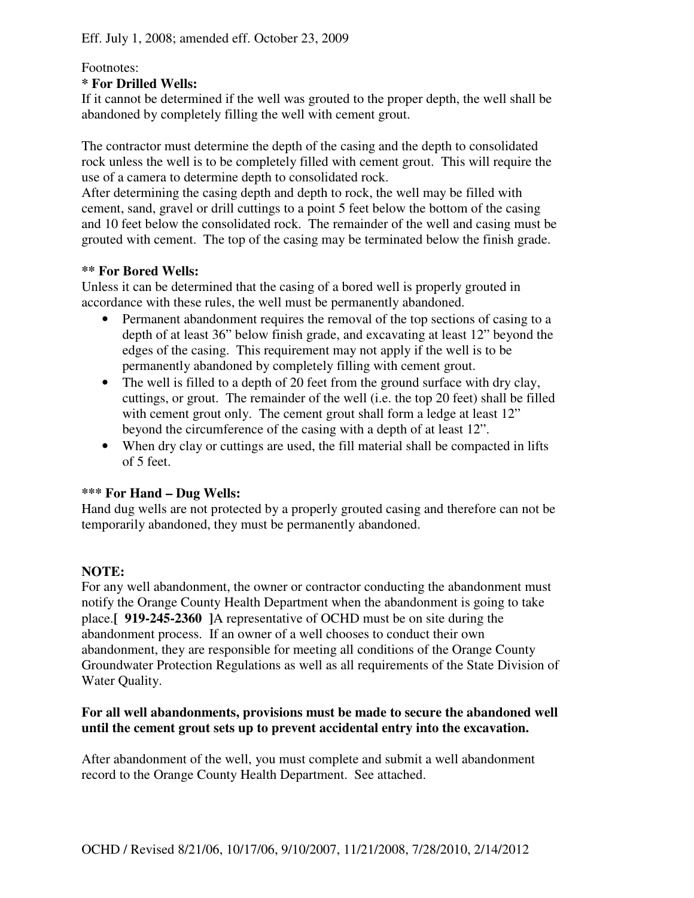Eff. July 1, 2008; amended eff. October 23, 2009

Footnotes:

**\* For Drilled Wells:**

If it cannot be determined if the well was grouted to the proper depth, the well shall be abandoned by completely filling the well with cement grout.

The contractor must determine the depth of the casing and the depth to consolidated rock unless the well is to be completely filled with cement grout. This will require the use of a camera to determine depth to consolidated rock.

After determining the casing depth and depth to rock, the well may be filled with cement, sand, gravel or drill cuttings to a point 5 feet below the bottom of the casing and 10 feet below the consolidated rock. The remainder of the well and casing must be grouted with cement. The top of the casing may be terminated below the finish grade.

**\*\* For Bored Wells:**

Unless it can be determined that the casing of a bored well is properly grouted in accordance with these rules, the well must be permanently abandoned.

- Permanent abandonment requires the removal of the top sections of casing to a depth of at least 36" below finish grade, and excavating at least 12" beyond the edges of the casing. This requirement may not apply if the well is to be permanently abandoned by completely filling with cement grout.
- The well is filled to a depth of 20 feet from the ground surface with dry clay, cuttings, or grout. The remainder of the well (i.e. the top 20 feet) shall be filled with cement grout only. The cement grout shall form a ledge at least 12" beyond the circumference of the casing with a depth of at least 12".
- When dry clay or cuttings are used, the fill material shall be compacted in lifts of 5 feet.

**\*\*\* For Hand – Dug Wells:**

Hand dug wells are not protected by a properly grouted casing and therefore can not be temporarily abandoned, they must be permanently abandoned.

**NOTE:**

For any well abandonment, the owner or contractor conducting the abandonment must notify the Orange County Health Department when the abandonment is going to take place.**[ 919-245-2360 ]**A representative of OCHD must be on site during the abandonment process. If an owner of a well chooses to conduct their own abandonment, they are responsible for meeting all conditions of the Orange County Groundwater Protection Regulations as well as all requirements of the State Division of Water Quality.

**For all well abandonments, provisions must be made to secure the abandoned well until the cement grout sets up to prevent accidental entry into the excavation.**

After abandonment of the well, you must complete and submit a well abandonment record to the Orange County Health Department. See attached.

OCHD / Revised 8/21/06, 10/17/06, 9/10/2007, 11/21/2008, 7/28/2010, 2/14/2012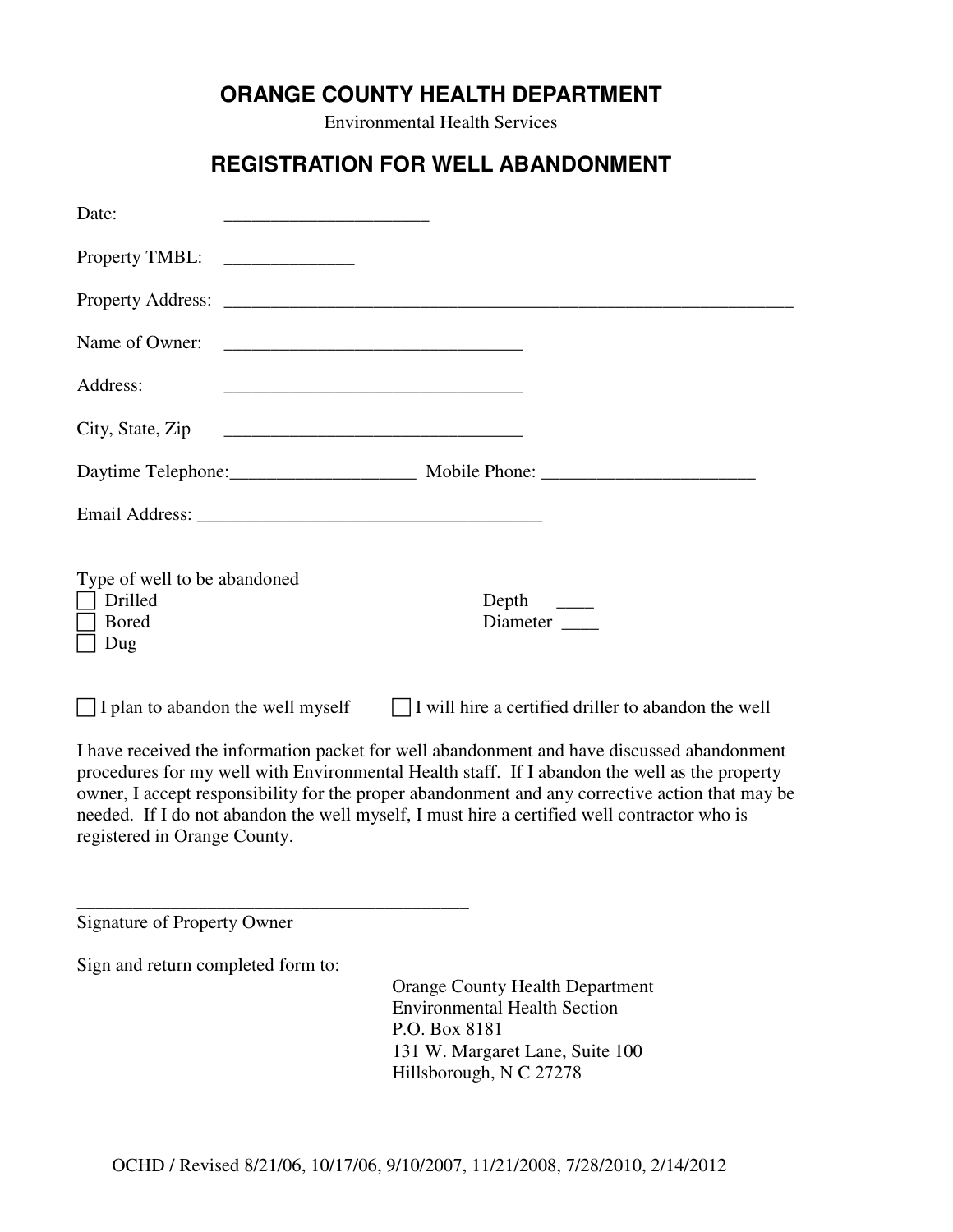# ORANGE COUNTY HEALTH DEPARTMENT

Environmental Health Services

## REGISTRATION FOR WELL ABANDONMENT

Date: ______________________

Property TMBL: ______________

Property Address: _______________________________________________________________

Name of Owner: ________________________________

Address: ________________________________

City, State, Zip ________________________________

Daytime Telephone:____________________ Mobile Phone: _______________________

Email Address: _____________________________________

Type of well to be abandoned

- ☐ Drilled
- ☐ Bored
- ☐ Dug

Depth ____

Diameter ____

☐ I plan to abandon the well myself ☐ I will hire a certified driller to abandon the well

I have received the information packet for well abandonment and have discussed abandonment procedures for my well with Environmental Health staff. If I abandon the well as the property owner, I accept responsibility for the proper abandonment and any corrective action that may be needed. If I do not abandon the well myself, I must hire a certified well contractor who is registered in Orange County.

__________________________________________

Signature of Property Owner

Sign and return completed form to:

Orange County Health Department
Environmental Health Section
P.O. Box 8181
131 W. Margaret Lane, Suite 100
Hillsborough, N C 27278

OCHD / Revised 8/21/06, 10/17/06, 9/10/2007, 11/21/2008, 7/28/2010, 2/14/2012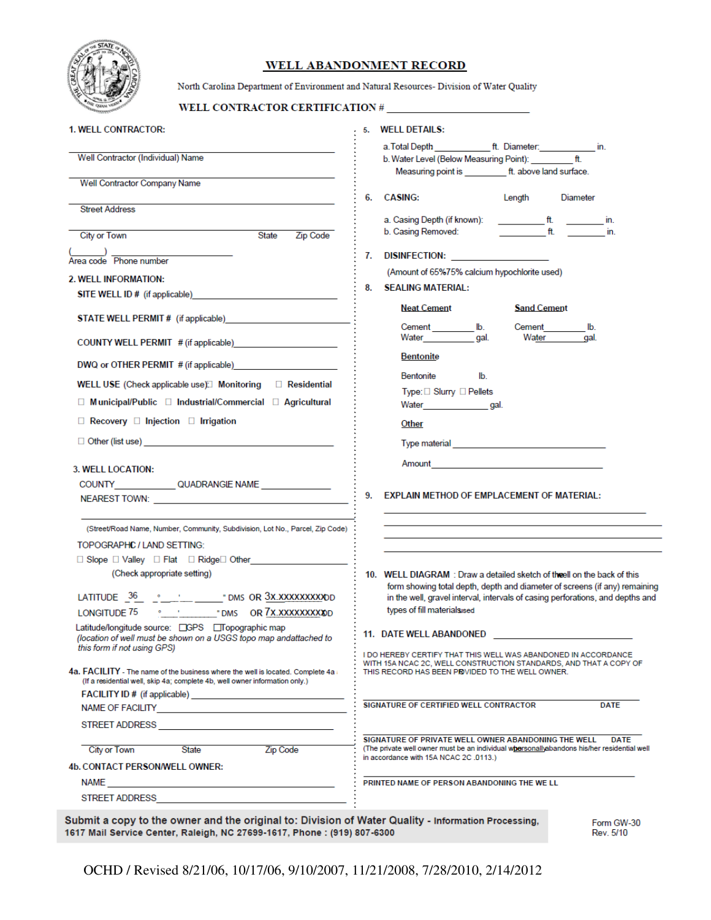# WELL ABANDONMENT RECORD

North Carolina Department of Environment and Natural Resources- Division of Water Quality

**WELL CONTRACTOR CERTIFICATION #** ____________________

**1. WELL CONTRACTOR:**

____________________
Well Contractor (Individual) Name

____________________
Well Contractor Company Name

____________________
Street Address

____________________
City or Town State Zip Code

(______) ____________________
Area code Phone number

**2. WELL INFORMATION:**

**SITE WELL ID #** (if applicable) ____________________

**STATE WELL PERMIT #** (if applicable) ____________________

**COUNTY WELL PERMIT #** (if applicable) ____________________

**DWQ or OTHER PERMIT #** (if applicable) ____________________

**WELL USE** (Check applicable use): ☐ **Monitoring** ☐ **Residential**

☐ **Municipal/Public** ☐ **Industrial/Commercial** ☐ **Agricultural**

☐ **Recovery** ☐ **Injection** ☐ **Irrigation**

☐ Other (list use) ____________________

**3. WELL LOCATION:**

COUNTY__________ QUADRANGLE NAME __________

NEAREST TOWN: ____________________

____________________
(Street/Road Name, Number, Community, Subdivision, Lot No., Parcel, Zip Code)

TOPOGRAPHIC / LAND SETTING:

☐ Slope ☐ Valley ☐ Flat ☐ Ridge ☐ Other__________

(Check appropriate setting)

LATITUDE 36 __ ° __ ' __ ______ " DMS OR 3x.xxxxxxxxxDD

LONGITUDE 75 __ ° __ ' ______ " DMS OR 7x.xxxxxxxxxDD

Latitude/longitude source: ☐GPS ☐Topographic map

*(location of well must be shown on a USGS topo map and attached to this form if not using GPS)*

**4a. FACILITY** - The name of the business where the well is located. Complete 4a (If a residential well, skip 4a; complete 4b, well owner information only.)

FACILITY ID # (if applicable) ____________________

NAME OF FACILITY ____________________

STREET ADDRESS ____________________

____________________
City or Town State Zip Code

**4b. CONTACT PERSON/WELL OWNER:**

NAME ____________________

STREET ADDRESS ____________________

**5. WELL DETAILS:**

a. Total Depth __________ ft. Diameter: __________ in.

b. Water Level (Below Measuring Point): __________ ft.

Measuring point is __________ ft. above land surface.

**6. CASING:** Length Diameter

a. Casing Depth (if known): __________ ft. __________ in.

b. Casing Removed: __________ ft. __________ in.

**7. DISINFECTION:** ____________________

(Amount of 65%-75% calcium hypochlorite used)

**8. SEALING MATERIAL:**

**Neat Cement**

Cement __________ lb.
Water __________ gal.

**Sand Cement**

Cement __________ lb.
Water __________ gal.

**Bentonite**

Bentonite __________ lb.

Type: ☐ Slurry ☐ Pellets

Water __________ gal.

**Other**

Type material ____________________

Amount ____________________

**9. EXPLAIN METHOD OF EMPLACEMENT OF MATERIAL:**

____________________

____________________

____________________

____________________

**10. WELL DIAGRAM** : Draw a detailed sketch of the well on the back of this form showing total depth, depth and diameter of screens (if any) remaining in the well, gravel interval, intervals of casing perforations, and depths and types of fill materials used

**11. DATE WELL ABANDONED** ____________________

I DO HEREBY CERTIFY THAT THIS WELL WAS ABANDONED IN ACCORDANCE WITH 15A NCAC 2C, WELL CONSTRUCTION STANDARDS, AND THAT A COPY OF THIS RECORD HAS BEEN PROVIDED TO THE WELL OWNER.

____________________
SIGNATURE OF CERTIFIED WELL CONTRACTOR DATE

____________________
SIGNATURE OF PRIVATE WELL OWNER ABANDONING THE WELL DATE
(The private well owner must be an individual who personally abandons his/her residential well in accordance with 15A NCAC 2C .0113.)

____________________
PRINTED NAME OF PERSON ABANDONING THE WELL

**Submit a copy to the owner and the original to: Division of Water Quality - Information Processing, 1617 Mail Service Center, Raleigh, NC 27699-1617, Phone : (919) 807-6300**

Form GW-30
Rev. 5/10

OCHD / Revised 8/21/06, 10/17/06, 9/10/2007, 11/21/2008, 7/28/2010, 2/14/2012